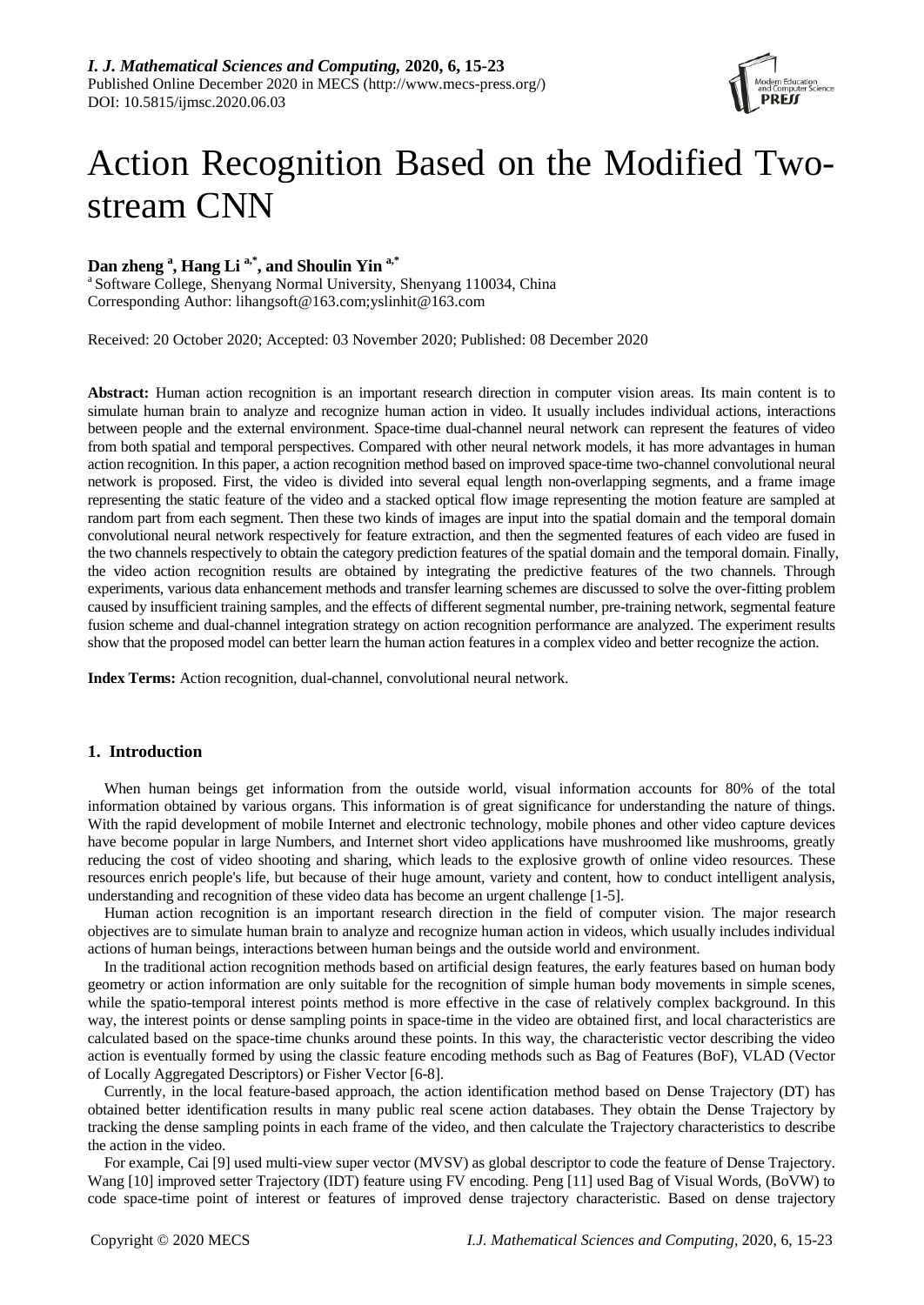*I. J. Mathematical Sciences and Computing,* **2020, 6, 15-23**
Published Online December 2020 in MECS (http://www.mecs-press.org/)
DOI: 10.5815/ijmsc.2020.06.03

# Action Recognition Based on the Modified Two-stream CNN

**Dan zheng [a], Hang Li [a,*], and Shoulin Yin [a,*]**

[a] Software College, Shenyang Normal University, Shenyang 110034, China
Corresponding Author: lihangsoft@163.com;yslinhit@163.com

Received: 20 October 2020; Accepted: 03 November 2020; Published: 08 December 2020

**Abstract:** Human action recognition is an important research direction in computer vision areas. Its main content is to simulate human brain to analyze and recognize human action in video. It usually includes individual actions, interactions between people and the external environment. Space-time dual-channel neural network can represent the features of video from both spatial and temporal perspectives. Compared with other neural network models, it has more advantages in human action recognition. In this paper, a action recognition method based on improved space-time two-channel convolutional neural network is proposed. First, the video is divided into several equal length non-overlapping segments, and a frame image representing the static feature of the video and a stacked optical flow image representing the motion feature are sampled at random part from each segment. Then these two kinds of images are input into the spatial domain and the temporal domain convolutional neural network respectively for feature extraction, and then the segmented features of each video are fused in the two channels respectively to obtain the category prediction features of the spatial domain and the temporal domain. Finally, the video action recognition results are obtained by integrating the predictive features of the two channels. Through experiments, various data enhancement methods and transfer learning schemes are discussed to solve the over-fitting problem caused by insufficient training samples, and the effects of different segmental number, pre-training network, segmental feature fusion scheme and dual-channel integration strategy on action recognition performance are analyzed. The experiment results show that the proposed model can better learn the human action features in a complex video and better recognize the action.

**Index Terms:** Action recognition, dual-channel, convolutional neural network.

## 1. Introduction

When human beings get information from the outside world, visual information accounts for 80% of the total information obtained by various organs. This information is of great significance for understanding the nature of things. With the rapid development of mobile Internet and electronic technology, mobile phones and other video capture devices have become popular in large Numbers, and Internet short video applications have mushroomed like mushrooms, greatly reducing the cost of video shooting and sharing, which leads to the explosive growth of online video resources. These resources enrich people's life, but because of their huge amount, variety and content, how to conduct intelligent analysis, understanding and recognition of these video data has become an urgent challenge [1-5].

Human action recognition is an important research direction in the field of computer vision. The major research objectives are to simulate human brain to analyze and recognize human action in videos, which usually includes individual actions of human beings, interactions between human beings and the outside world and environment.

In the traditional action recognition methods based on artificial design features, the early features based on human body geometry or action information are only suitable for the recognition of simple human body movements in simple scenes, while the spatio-temporal interest points method is more effective in the case of relatively complex background. In this way, the interest points or dense sampling points in space-time in the video are obtained first, and local characteristics are calculated based on the space-time chunks around these points. In this way, the characteristic vector describing the video action is eventually formed by using the classic feature encoding methods such as Bag of Features (BoF), VLAD (Vector of Locally Aggregated Descriptors) or Fisher Vector [6-8].

Currently, in the local feature-based approach, the action identification method based on Dense Trajectory (DT) has obtained better identification results in many public real scene action databases. They obtain the Dense Trajectory by tracking the dense sampling points in each frame of the video, and then calculate the Trajectory characteristics to describe the action in the video.

For example, Cai [9] used multi-view super vector (MVSV) as global descriptor to code the feature of Dense Trajectory. Wang [10] improved setter Trajectory (IDT) feature using FV encoding. Peng [11] used Bag of Visual Words, (BoVW) to code space-time point of interest or features of improved dense trajectory characteristic. Based on dense trajectory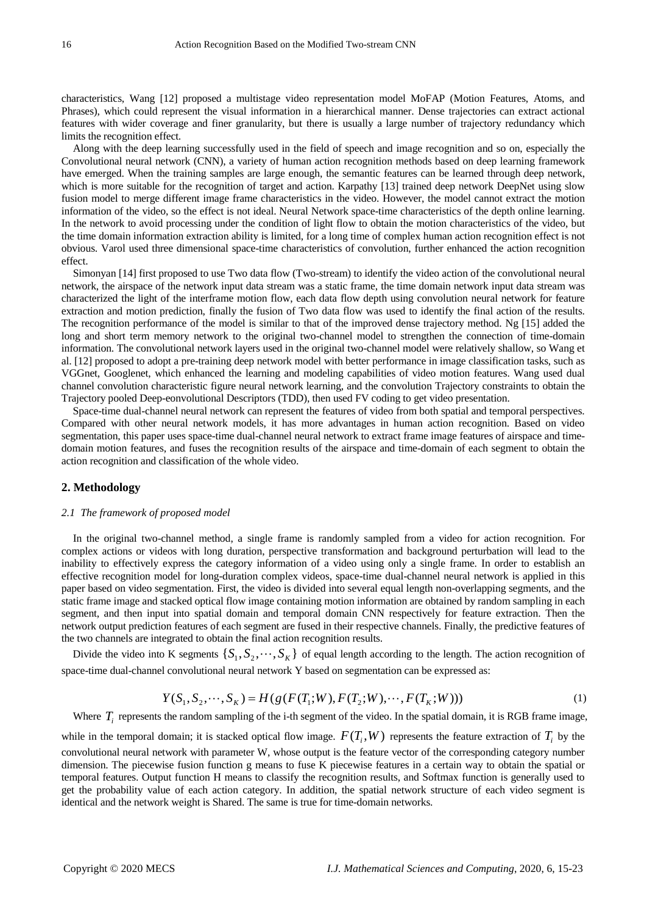characteristics, Wang [12] proposed a multistage video representation model MoFAP (Motion Features, Atoms, and Phrases), which could represent the visual information in a hierarchical manner. Dense trajectories can extract actional features with wider coverage and finer granularity, but there is usually a large number of trajectory redundancy which limits the recognition effect.

Along with the deep learning successfully used in the field of speech and image recognition and so on, especially the Convolutional neural network (CNN), a variety of human action recognition methods based on deep learning framework have emerged. When the training samples are large enough, the semantic features can be learned through deep network, which is more suitable for the recognition of target and action. Karpathy [13] trained deep network DeepNet using slow fusion model to merge different image frame characteristics in the video. However, the model cannot extract the motion information of the video, so the effect is not ideal. Neural Network space-time characteristics of the depth online learning. In the network to avoid processing under the condition of light flow to obtain the motion characteristics of the video, but the time domain information extraction ability is limited, for a long time of complex human action recognition effect is not obvious. Varol used three dimensional space-time characteristics of convolution, further enhanced the action recognition effect.

Simonyan [14] first proposed to use Two data flow (Two-stream) to identify the video action of the convolutional neural network, the airspace of the network input data stream was a static frame, the time domain network input data stream was characterized the light of the interframe motion flow, each data flow depth using convolution neural network for feature extraction and motion prediction, finally the fusion of Two data flow was used to identify the final action of the results. The recognition performance of the model is similar to that of the improved dense trajectory method. Ng [15] added the long and short term memory network to the original two-channel model to strengthen the connection of time-domain information. The convolutional network layers used in the original two-channel model were relatively shallow, so Wang et al. [12] proposed to adopt a pre-training deep network model with better performance in image classification tasks, such as VGGnet, Googlenet, which enhanced the learning and modeling capabilities of video motion features. Wang used dual channel convolution characteristic figure neural network learning, and the convolution Trajectory constraints to obtain the Trajectory pooled Deep-eonvolutional Descriptors (TDD), then used FV coding to get video presentation.

Space-time dual-channel neural network can represent the features of video from both spatial and temporal perspectives. Compared with other neural network models, it has more advantages in human action recognition. Based on video segmentation, this paper uses space-time dual-channel neural network to extract frame image features of airspace and time-domain motion features, and fuses the recognition results of the airspace and time-domain of each segment to obtain the action recognition and classification of the whole video.

## 2. Methodology

### *2.1 The framework of proposed model*

In the original two-channel method, a single frame is randomly sampled from a video for action recognition. For complex actions or videos with long duration, perspective transformation and background perturbation will lead to the inability to effectively express the category information of a video using only a single frame. In order to establish an effective recognition model for long-duration complex videos, space-time dual-channel neural network is applied in this paper based on video segmentation. First, the video is divided into several equal length non-overlapping segments, and the static frame image and stacked optical flow image containing motion information are obtained by random sampling in each segment, and then input into spatial domain and temporal domain CNN respectively for feature extraction. Then the network output prediction features of each segment are fused in their respective channels. Finally, the predictive features of the two channels are integrated to obtain the final action recognition results.

Divide the video into K segments $\{S_1, S_2, \cdots, S_K\}$ of equal length according to the length. The action recognition of space-time dual-channel convolutional neural network Y based on segmentation can be expressed as:

$$Y(S_1, S_2, \cdots, S_K) = H(g(F(T_1;W), F(T_2;W), \cdots, F(T_K;W))) \tag{1}$$

Where $T_i$ represents the random sampling of the i-th segment of the video. In the spatial domain, it is RGB frame image, while in the temporal domain; it is stacked optical flow image. $F(T_i, W)$ represents the feature extraction of $T_i$ by the convolutional neural network with parameter W, whose output is the feature vector of the corresponding category number dimension. The piecewise fusion function g means to fuse K piecewise features in a certain way to obtain the spatial or temporal features. Output function H means to classify the recognition results, and Softmax function is generally used to get the probability value of each action category. In addition, the spatial network structure of each video segment is identical and the network weight is Shared. The same is true for time-domain networks.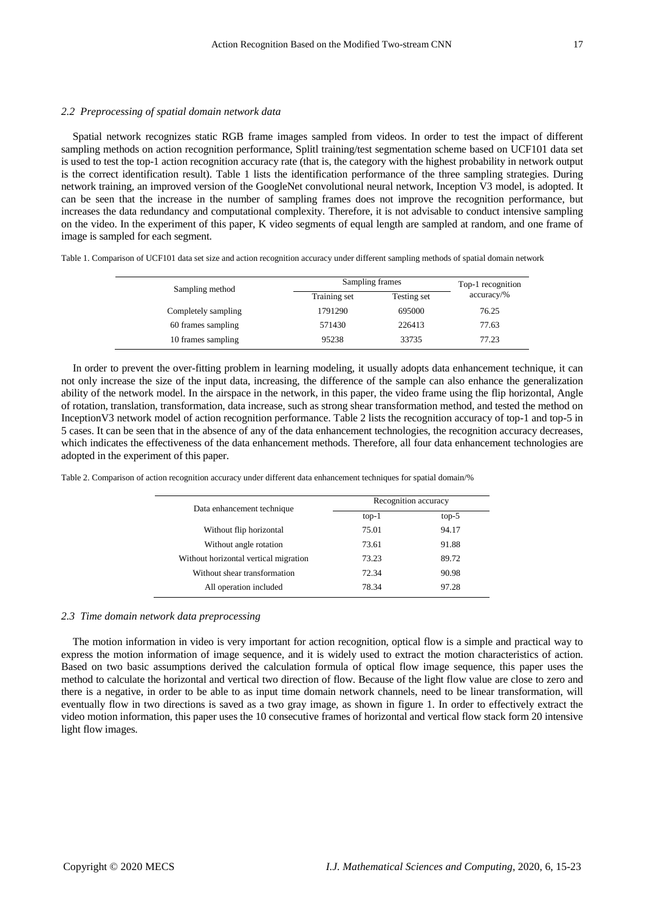### *2.2 Preprocessing of spatial domain network data*

Spatial network recognizes static RGB frame images sampled from videos. In order to test the impact of different sampling methods on action recognition performance, Splitl training/test segmentation scheme based on UCF101 data set is used to test the top-1 action recognition accuracy rate (that is, the category with the highest probability in network output is the correct identification result). Table 1 lists the identification performance of the three sampling strategies. During network training, an improved version of the GoogleNet convolutional neural network, Inception V3 model, is adopted. It can be seen that the increase in the number of sampling frames does not improve the recognition performance, but increases the data redundancy and computational complexity. Therefore, it is not advisable to conduct intensive sampling on the video. In the experiment of this paper, K video segments of equal length are sampled at random, and one frame of image is sampled for each segment.

Table 1. Comparison of UCF101 data set size and action recognition accuracy under different sampling methods of spatial domain network

| Sampling method | Sampling frames | | Top-1 recognition accuracy/% |
|---|---|---|---|
| | Training set | Testing set | |
| Completely sampling | 1791290 | 695000 | 76.25 |
| 60 frames sampling | 571430 | 226413 | 77.63 |
| 10 frames sampling | 95238 | 33735 | 77.23 |

In order to prevent the over-fitting problem in learning modeling, it usually adopts data enhancement technique, it can not only increase the size of the input data, increasing, the difference of the sample can also enhance the generalization ability of the network model. In the airspace in the network, in this paper, the video frame using the flip horizontal, Angle of rotation, translation, transformation, data increase, such as strong shear transformation method, and tested the method on InceptionV3 network model of action recognition performance. Table 2 lists the recognition accuracy of top-1 and top-5 in 5 cases. It can be seen that in the absence of any of the data enhancement technologies, the recognition accuracy decreases, which indicates the effectiveness of the data enhancement methods. Therefore, all four data enhancement technologies are adopted in the experiment of this paper.

Table 2. Comparison of action recognition accuracy under different data enhancement techniques for spatial domain/%

| Data enhancement technique | Recognition accuracy | |
|---|---|---|
| | top-1 | top-5 |
| Without flip horizontal | 75.01 | 94.17 |
| Without angle rotation | 73.61 | 91.88 |
| Without horizontal vertical migration | 73.23 | 89.72 |
| Without shear transformation | 72.34 | 90.98 |
| All operation included | 78.34 | 97.28 |

### *2.3 Time domain network data preprocessing*

The motion information in video is very important for action recognition, optical flow is a simple and practical way to express the motion information of image sequence, and it is widely used to extract the motion characteristics of action. Based on two basic assumptions derived the calculation formula of optical flow image sequence, this paper uses the method to calculate the horizontal and vertical two direction of flow. Because of the light flow value are close to zero and there is a negative, in order to be able to as input time domain network channels, need to be linear transformation, will eventually flow in two directions is saved as a two gray image, as shown in figure 1. In order to effectively extract the video motion information, this paper uses the 10 consecutive frames of horizontal and vertical flow stack form 20 intensive light flow images.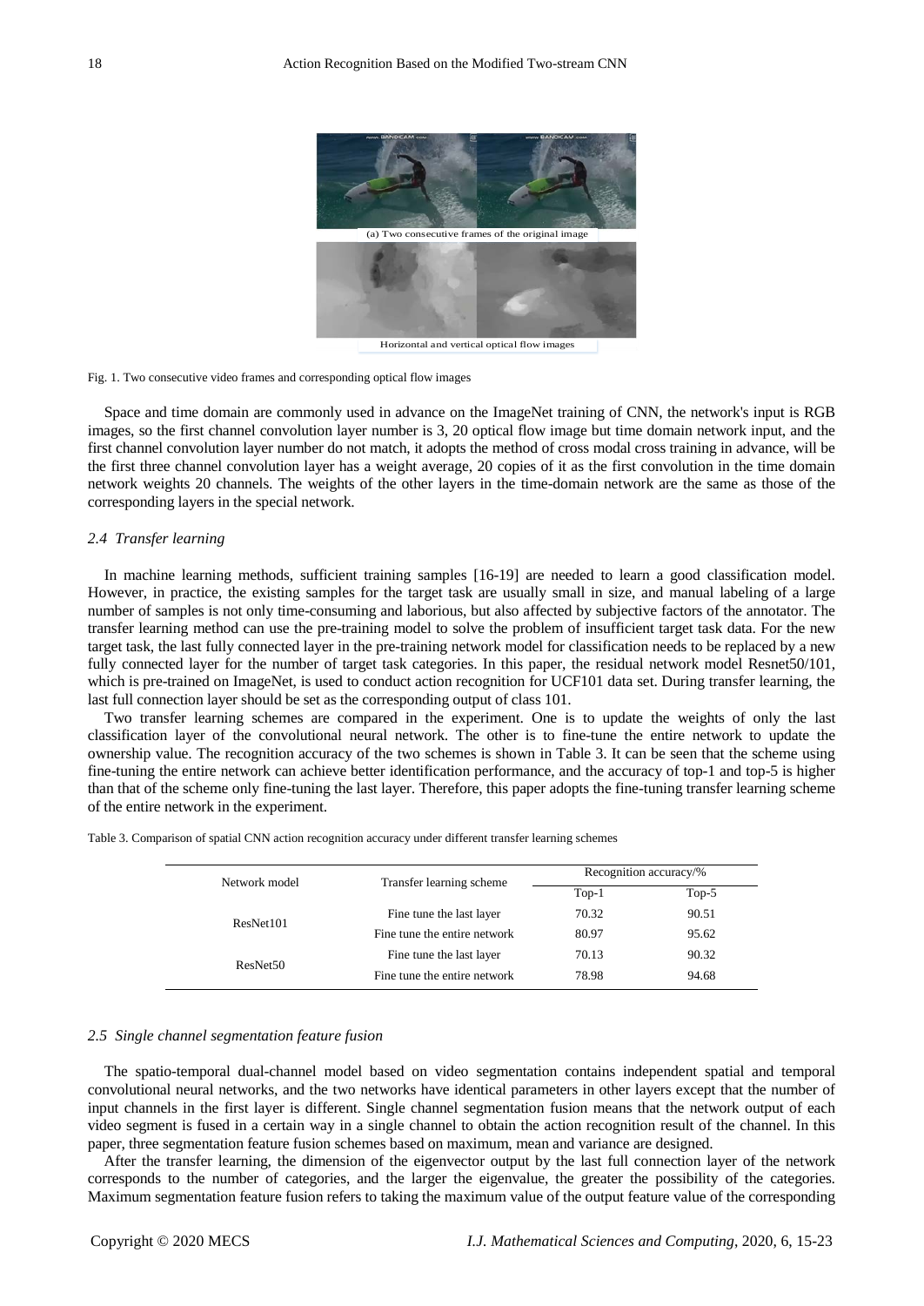(a) Two consecutive frames of the original image

Horizontal and vertical optical flow images

Fig. 1. Two consecutive video frames and corresponding optical flow images

Space and time domain are commonly used in advance on the ImageNet training of CNN, the network's input is RGB images, so the first channel convolution layer number is 3, 20 optical flow image but time domain network input, and the first channel convolution layer number do not match, it adopts the method of cross modal cross training in advance, will be the first three channel convolution layer has a weight average, 20 copies of it as the first convolution in the time domain network weights 20 channels. The weights of the other layers in the time-domain network are the same as those of the corresponding layers in the special network.

### *2.4 Transfer learning*

In machine learning methods, sufficient training samples [16-19] are needed to learn a good classification model. However, in practice, the existing samples for the target task are usually small in size, and manual labeling of a large number of samples is not only time-consuming and laborious, but also affected by subjective factors of the annotator. The transfer learning method can use the pre-training model to solve the problem of insufficient target task data. For the new target task, the last fully connected layer in the pre-training network model for classification needs to be replaced by a new fully connected layer for the number of target task categories. In this paper, the residual network model Resnet50/101, which is pre-trained on ImageNet, is used to conduct action recognition for UCF101 data set. During transfer learning, the last full connection layer should be set as the corresponding output of class 101.

Two transfer learning schemes are compared in the experiment. One is to update the weights of only the last classification layer of the convolutional neural network. The other is to fine-tune the entire network to update the ownership value. The recognition accuracy of the two schemes is shown in Table 3. It can be seen that the scheme using fine-tuning the entire network can achieve better identification performance, and the accuracy of top-1 and top-5 is higher than that of the scheme only fine-tuning the last layer. Therefore, this paper adopts the fine-tuning transfer learning scheme of the entire network in the experiment.

Table 3. Comparison of spatial CNN action recognition accuracy under different transfer learning schemes

| Network model | Transfer learning scheme | Recognition accuracy/% | |
|---|---|---|---|
| | | Top-1 | Top-5 |
| ResNet101 | Fine tune the last layer | 70.32 | 90.51 |
| | Fine tune the entire network | 80.97 | 95.62 |
| ResNet50 | Fine tune the last layer | 70.13 | 90.32 |
| | Fine tune the entire network | 78.98 | 94.68 |

### *2.5 Single channel segmentation feature fusion*

The spatio-temporal dual-channel model based on video segmentation contains independent spatial and temporal convolutional neural networks, and the two networks have identical parameters in other layers except that the number of input channels in the first layer is different. Single channel segmentation fusion means that the network output of each video segment is fused in a certain way in a single channel to obtain the action recognition result of the channel. In this paper, three segmentation feature fusion schemes based on maximum, mean and variance are designed.

After the transfer learning, the dimension of the eigenvector output by the last full connection layer of the network corresponds to the number of categories, and the larger the eigenvalue, the greater the possibility of the categories. Maximum segmentation feature fusion refers to taking the maximum value of the output feature value of the corresponding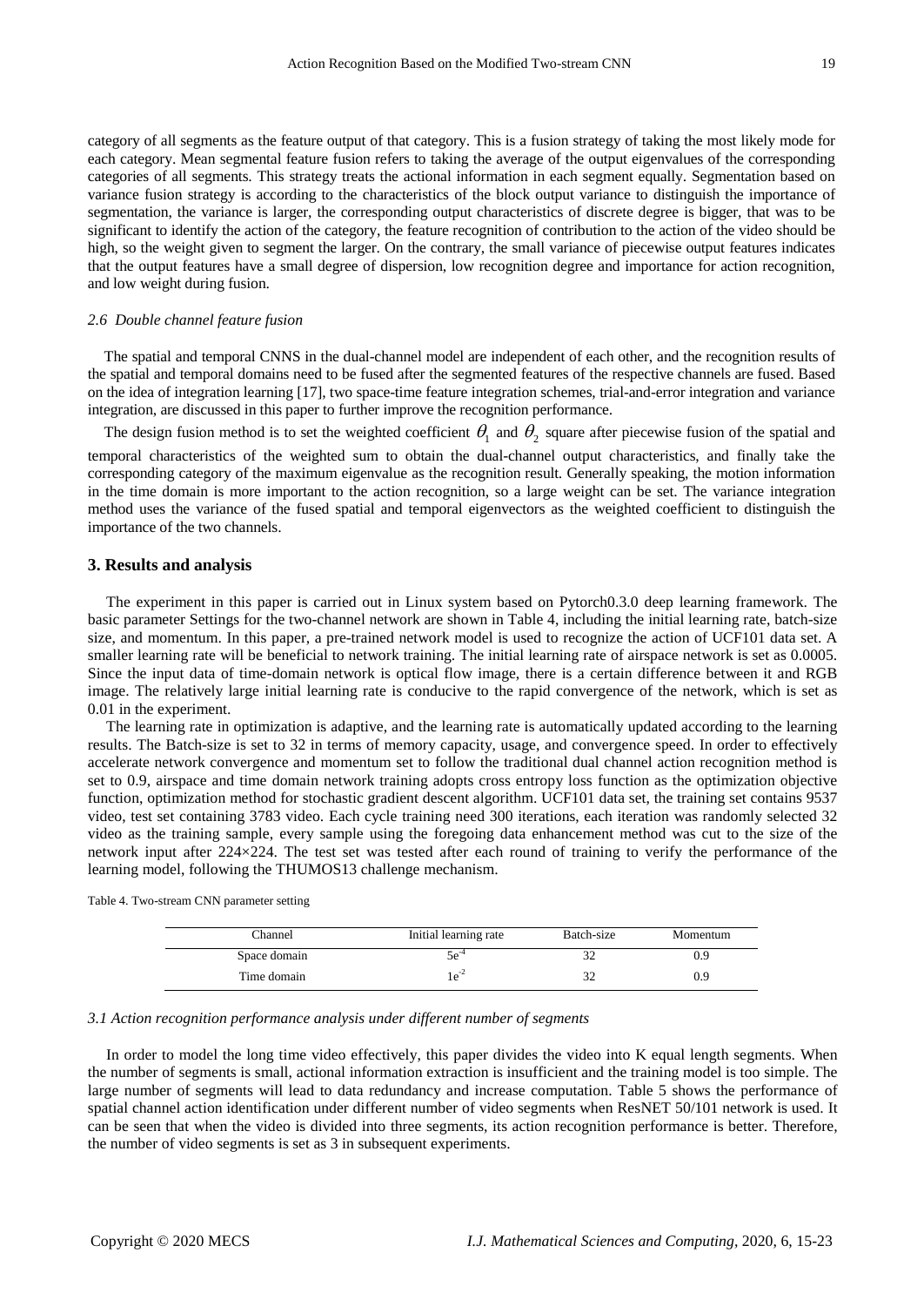category of all segments as the feature output of that category. This is a fusion strategy of taking the most likely mode for each category. Mean segmental feature fusion refers to taking the average of the output eigenvalues of the corresponding categories of all segments. This strategy treats the actional information in each segment equally. Segmentation based on variance fusion strategy is according to the characteristics of the block output variance to distinguish the importance of segmentation, the variance is larger, the corresponding output characteristics of discrete degree is bigger, that was to be significant to identify the action of the category, the feature recognition of contribution to the action of the video should be high, so the weight given to segment the larger. On the contrary, the small variance of piecewise output features indicates that the output features have a small degree of dispersion, low recognition degree and importance for action recognition, and low weight during fusion.

### *2.6 Double channel feature fusion*

The spatial and temporal CNNS in the dual-channel model are independent of each other, and the recognition results of the spatial and temporal domains need to be fused after the segmented features of the respective channels are fused. Based on the idea of integration learning [17], two space-time feature integration schemes, trial-and-error integration and variance integration, are discussed in this paper to further improve the recognition performance.

The design fusion method is to set the weighted coefficient $\theta_1$ and $\theta_2$ square after piecewise fusion of the spatial and temporal characteristics of the weighted sum to obtain the dual-channel output characteristics, and finally take the corresponding category of the maximum eigenvalue as the recognition result. Generally speaking, the motion information in the time domain is more important to the action recognition, so a large weight can be set. The variance integration method uses the variance of the fused spatial and temporal eigenvectors as the weighted coefficient to distinguish the importance of the two channels.

## 3. Results and analysis

The experiment in this paper is carried out in Linux system based on Pytorch0.3.0 deep learning framework. The basic parameter Settings for the two-channel network are shown in Table 4, including the initial learning rate, batch-size size, and momentum. In this paper, a pre-trained network model is used to recognize the action of UCF101 data set. A smaller learning rate will be beneficial to network training. The initial learning rate of airspace network is set as 0.0005. Since the input data of time-domain network is optical flow image, there is a certain difference between it and RGB image. The relatively large initial learning rate is conducive to the rapid convergence of the network, which is set as 0.01 in the experiment.

The learning rate in optimization is adaptive, and the learning rate is automatically updated according to the learning results. The Batch-size is set to 32 in terms of memory capacity, usage, and convergence speed. In order to effectively accelerate network convergence and momentum set to follow the traditional dual channel action recognition method is set to 0.9, airspace and time domain network training adopts cross entropy loss function as the optimization objective function, optimization method for stochastic gradient descent algorithm. UCF101 data set, the training set contains 9537 video, test set containing 3783 video. Each cycle training need 300 iterations, each iteration was randomly selected 32 video as the training sample, every sample using the foregoing data enhancement method was cut to the size of the network input after 224×224. The test set was tested after each round of training to verify the performance of the learning model, following the THUMOS13 challenge mechanism.

Table 4. Two-stream CNN parameter setting

| Channel | Initial learning rate | Batch-size | Momentum |
| --- | --- | --- | --- |
| Space domain | $5e^{-4}$ | 32 | 0.9 |
| Time domain | $1e^{-2}$ | 32 | 0.9 |

### *3.1 Action recognition performance analysis under different number of segments*

In order to model the long time video effectively, this paper divides the video into K equal length segments. When the number of segments is small, actional information extraction is insufficient and the training model is too simple. The large number of segments will lead to data redundancy and increase computation. Table 5 shows the performance of spatial channel action identification under different number of video segments when ResNET 50/101 network is used. It can be seen that when the video is divided into three segments, its action recognition performance is better. Therefore, the number of video segments is set as 3 in subsequent experiments.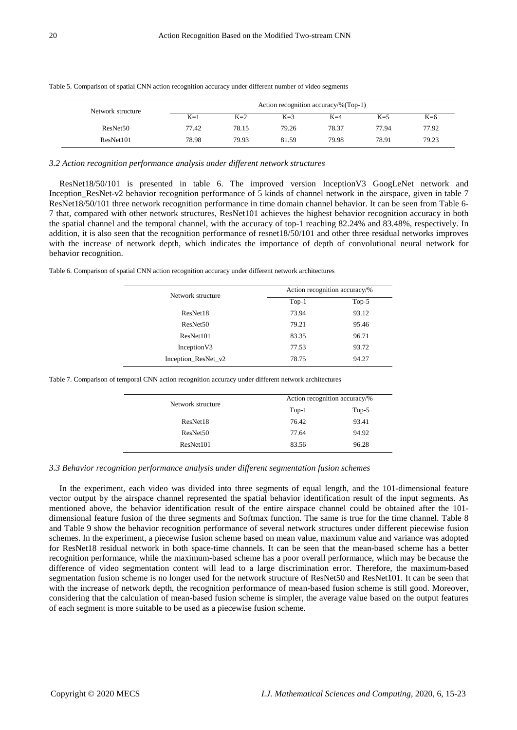Table 5. Comparison of spatial CNN action recognition accuracy under different number of video segments

| Network structure | Action recognition accuracy/%(Top-1) | | | | | |
|---|---|---|---|---|---|---|
| | K=1 | K=2 | K=3 | K=4 | K=5 | K=6 |
| ResNet50 | 77.42 | 78.15 | 79.26 | 78.37 | 77.94 | 77.92 |
| ResNet101 | 78.98 | 79.93 | 81.59 | 79.98 | 78.91 | 79.23 |

### *3.2 Action recognition performance analysis under different network structures*

ResNet18/50/101 is presented in table 6. The improved version InceptionV3 GoogLeNet network and Inception_ResNet-v2 behavior recognition performance of 5 kinds of channel network in the airspace, given in table 7 ResNet18/50/101 three network recognition performance in time domain channel behavior. It can be seen from Table 6-7 that, compared with other network structures, ResNet101 achieves the highest behavior recognition accuracy in both the spatial channel and the temporal channel, with the accuracy of top-1 reaching 82.24% and 83.48%, respectively. In addition, it is also seen that the recognition performance of resnet18/50/101 and other three residual networks improves with the increase of network depth, which indicates the importance of depth of convolutional neural network for behavior recognition.

Table 6. Comparison of spatial CNN action recognition accuracy under different network architectures

| Network structure | Action recognition accuracy/% | |
|---|---|---|
| | Top-1 | Top-5 |
| ResNet18 | 73.94 | 93.12 |
| ResNet50 | 79.21 | 95.46 |
| ResNet101 | 83.35 | 96.71 |
| InceptionV3 | 77.53 | 93.72 |
| Inception_ResNet_v2 | 78.75 | 94.27 |

Table 7. Comparison of temporal CNN action recognition accuracy under different network architectures

| Network structure | Action recognition accuracy/% | |
|---|---|---|
| | Top-1 | Top-5 |
| ResNet18 | 76.42 | 93.41 |
| ResNet50 | 77.64 | 94.92 |
| ResNet101 | 83.56 | 96.28 |

### *3.3 Behavior recognition performance analysis under different segmentation fusion schemes*

In the experiment, each video was divided into three segments of equal length, and the 101-dimensional feature vector output by the airspace channel represented the spatial behavior identification result of the input segments. As mentioned above, the behavior identification result of the entire airspace channel could be obtained after the 101-dimensional feature fusion of the three segments and Softmax function. The same is true for the time channel. Table 8 and Table 9 show the behavior recognition performance of several network structures under different piecewise fusion schemes. In the experiment, a piecewise fusion scheme based on mean value, maximum value and variance was adopted for ResNet18 residual network in both space-time channels. It can be seen that the mean-based scheme has a better recognition performance, while the maximum-based scheme has a poor overall performance, which may be because the difference of video segmentation content will lead to a large discrimination error. Therefore, the maximum-based segmentation fusion scheme is no longer used for the network structure of ResNet50 and ResNet101. It can be seen that with the increase of network depth, the recognition performance of mean-based fusion scheme is still good. Moreover, considering that the calculation of mean-based fusion scheme is simpler, the average value based on the output features of each segment is more suitable to be used as a piecewise fusion scheme.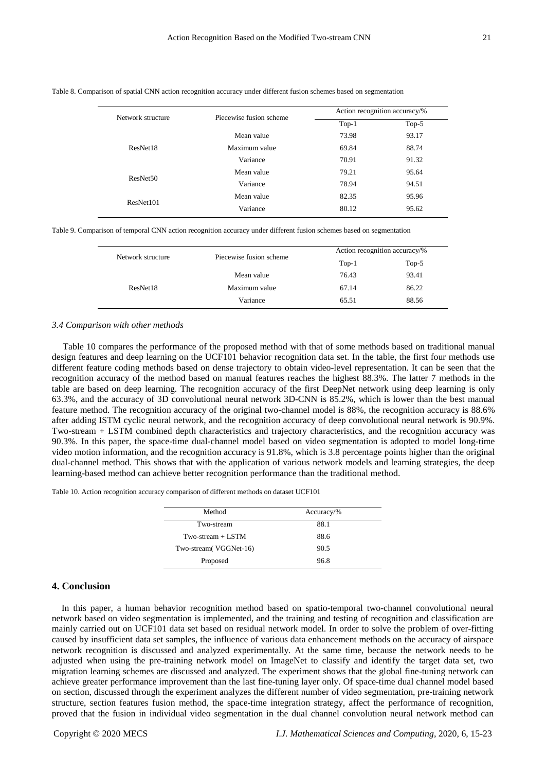Table 8. Comparison of spatial CNN action recognition accuracy under different fusion schemes based on segmentation

| Network structure | Piecewise fusion scheme | Action recognition accuracy/% | |
|---|---|---|---|
| | | Top-1 | Top-5 |
| ResNet18 | Mean value | 73.98 | 93.17 |
| | Maximum value | 69.84 | 88.74 |
| | Variance | 70.91 | 91.32 |
| ResNet50 | Mean value | 79.21 | 95.64 |
| | Variance | 78.94 | 94.51 |
| ResNet101 | Mean value | 82.35 | 95.96 |
| | Variance | 80.12 | 95.62 |

Table 9. Comparison of temporal CNN action recognition accuracy under different fusion schemes based on segmentation

| Network structure | Piecewise fusion scheme | Action recognition accuracy/% | |
|---|---|---|---|
| | | Top-1 | Top-5 |
| ResNet18 | Mean value | 76.43 | 93.41 |
| | Maximum value | 67.14 | 86.22 |
| | Variance | 65.51 | 88.56 |

### *3.4 Comparison with other methods*

Table 10 compares the performance of the proposed method with that of some methods based on traditional manual design features and deep learning on the UCF101 behavior recognition data set. In the table, the first four methods use different feature coding methods based on dense trajectory to obtain video-level representation. It can be seen that the recognition accuracy of the method based on manual features reaches the highest 88.3%. The latter 7 methods in the table are based on deep learning. The recognition accuracy of the first DeepNet network using deep learning is only 63.3%, and the accuracy of 3D convolutional neural network 3D-CNN is 85.2%, which is lower than the best manual feature method. The recognition accuracy of the original two-channel model is 88%, the recognition accuracy is 88.6% after adding ISTM cyclic neural network, and the recognition accuracy of deep convolutional neural network is 90.9%. Two-stream + LSTM combined depth characteristics and trajectory characteristics, and the recognition accuracy was 90.3%. In this paper, the space-time dual-channel model based on video segmentation is adopted to model long-time video motion information, and the recognition accuracy is 91.8%, which is 3.8 percentage points higher than the original dual-channel method. This shows that with the application of various network models and learning strategies, the deep learning-based method can achieve better recognition performance than the traditional method.

Table 10. Action recognition accuracy comparison of different methods on dataset UCF101

| Method | Accuracy/% |
|---|---|
| Two-stream | 88.1 |
| Two-stream + LSTM | 88.6 |
| Two-stream( VGGNet-16) | 90.5 |
| Proposed | 96.8 |

## 4. Conclusion

In this paper, a human behavior recognition method based on spatio-temporal two-channel convolutional neural network based on video segmentation is implemented, and the training and testing of recognition and classification are mainly carried out on UCF101 data set based on residual network model. In order to solve the problem of over-fitting caused by insufficient data set samples, the influence of various data enhancement methods on the accuracy of airspace network recognition is discussed and analyzed experimentally. At the same time, because the network needs to be adjusted when using the pre-training network model on ImageNet to classify and identify the target data set, two migration learning schemes are discussed and analyzed. The experiment shows that the global fine-tuning network can achieve greater performance improvement than the last fine-tuning layer only. Of space-time dual channel model based on section, discussed through the experiment analyzes the different number of video segmentation, pre-training network structure, section features fusion method, the space-time integration strategy, affect the performance of recognition, proved that the fusion in individual video segmentation in the dual channel convolution neural network method can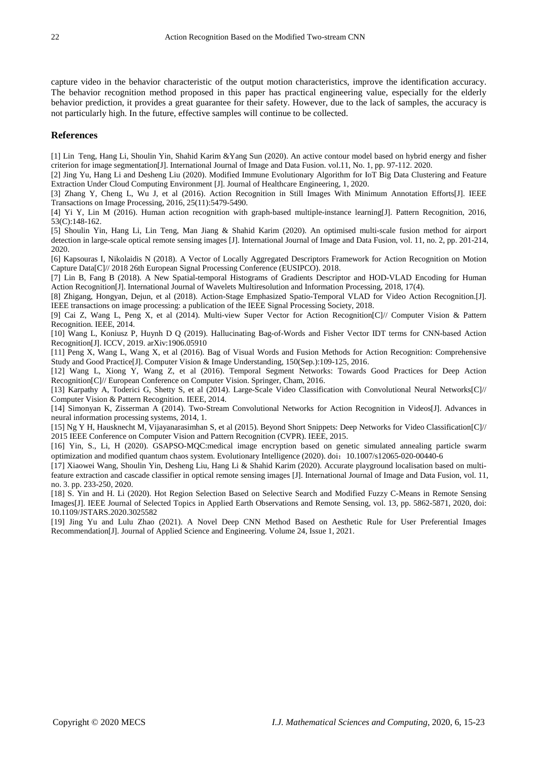capture video in the behavior characteristic of the output motion characteristics, improve the identification accuracy. The behavior recognition method proposed in this paper has practical engineering value, especially for the elderly behavior prediction, it provides a great guarantee for their safety. However, due to the lack of samples, the accuracy is not particularly high. In the future, effective samples will continue to be collected.

## References

[1] Lin Teng, Hang Li, Shoulin Yin, Shahid Karim &Yang Sun (2020). An active contour model based on hybrid energy and fisher criterion for image segmentation[J]. International Journal of Image and Data Fusion. vol.11, No. 1, pp. 97-112. 2020.

[2] Jing Yu, Hang Li and Desheng Liu (2020). Modified Immune Evolutionary Algorithm for IoT Big Data Clustering and Feature Extraction Under Cloud Computing Environment [J]. Journal of Healthcare Engineering, 1, 2020.

[3] Zhang Y, Cheng L, Wu J, et al (2016). Action Recognition in Still Images With Minimum Annotation Efforts[J]. IEEE Transactions on Image Processing, 2016, 25(11):5479-5490.

[4] Yi Y, Lin M (2016). Human action recognition with graph-based multiple-instance learning[J]. Pattern Recognition, 2016, 53(C):148-162.

[5] Shoulin Yin, Hang Li, Lin Teng, Man Jiang & Shahid Karim (2020). An optimised multi-scale fusion method for airport detection in large-scale optical remote sensing images [J]. International Journal of Image and Data Fusion, vol. 11, no. 2, pp. 201-214, 2020.

[6] Kapsouras I, Nikolaidis N (2018). A Vector of Locally Aggregated Descriptors Framework for Action Recognition on Motion Capture Data[C]// 2018 26th European Signal Processing Conference (EUSIPCO). 2018.

[7] Lin B, Fang B (2018). A New Spatial-temporal Histograms of Gradients Descriptor and HOD-VLAD Encoding for Human Action Recognition[J]. International Journal of Wavelets Multiresolution and Information Processing, 2018, 17(4).

[8] Zhigang, Hongyan, Dejun, et al (2018). Action-Stage Emphasized Spatio-Temporal VLAD for Video Action Recognition.[J]. IEEE transactions on image processing: a publication of the IEEE Signal Processing Society, 2018.

[9] Cai Z, Wang L, Peng X, et al (2014). Multi-view Super Vector for Action Recognition[C]// Computer Vision & Pattern Recognition. IEEE, 2014.

[10] Wang L, Koniusz P, Huynh D Q (2019). Hallucinating Bag-of-Words and Fisher Vector IDT terms for CNN-based Action Recognition[J]. ICCV, 2019. arXiv:1906.05910

[11] Peng X, Wang L, Wang X, et al (2016). Bag of Visual Words and Fusion Methods for Action Recognition: Comprehensive Study and Good Practice[J]. Computer Vision & Image Understanding, 150(Sep.):109-125, 2016.

[12] Wang L, Xiong Y, Wang Z, et al (2016). Temporal Segment Networks: Towards Good Practices for Deep Action Recognition[C]// European Conference on Computer Vision. Springer, Cham, 2016.

[13] Karpathy A, Toderici G, Shetty S, et al (2014). Large-Scale Video Classification with Convolutional Neural Networks[C]// Computer Vision & Pattern Recognition. IEEE, 2014.

[14] Simonyan K, Zisserman A (2014). Two-Stream Convolutional Networks for Action Recognition in Videos[J]. Advances in neural information processing systems, 2014, 1.

[15] Ng Y H, Hausknecht M, Vijayanarasimhan S, et al (2015). Beyond Short Snippets: Deep Networks for Video Classification[C]// 2015 IEEE Conference on Computer Vision and Pattern Recognition (CVPR). IEEE, 2015.

[16] Yin, S., Li, H (2020). GSAPSO-MQC:medical image encryption based on genetic simulated annealing particle swarm optimization and modified quantum chaos system. Evolutionary Intelligence (2020). doi：10.1007/s12065-020-00440-6

[17] Xiaowei Wang, Shoulin Yin, Desheng Liu, Hang Li & Shahid Karim (2020). Accurate playground localisation based on multi-feature extraction and cascade classifier in optical remote sensing images [J]. International Journal of Image and Data Fusion, vol. 11, no. 3. pp. 233-250, 2020.

[18] S. Yin and H. Li (2020). Hot Region Selection Based on Selective Search and Modified Fuzzy C-Means in Remote Sensing Images[J]. IEEE Journal of Selected Topics in Applied Earth Observations and Remote Sensing, vol. 13, pp. 5862-5871, 2020, doi: 10.1109/JSTARS.2020.3025582

[19] Jing Yu and Lulu Zhao (2021). A Novel Deep CNN Method Based on Aesthetic Rule for User Preferential Images Recommendation[J]. Journal of Applied Science and Engineering. Volume 24, Issue 1, 2021.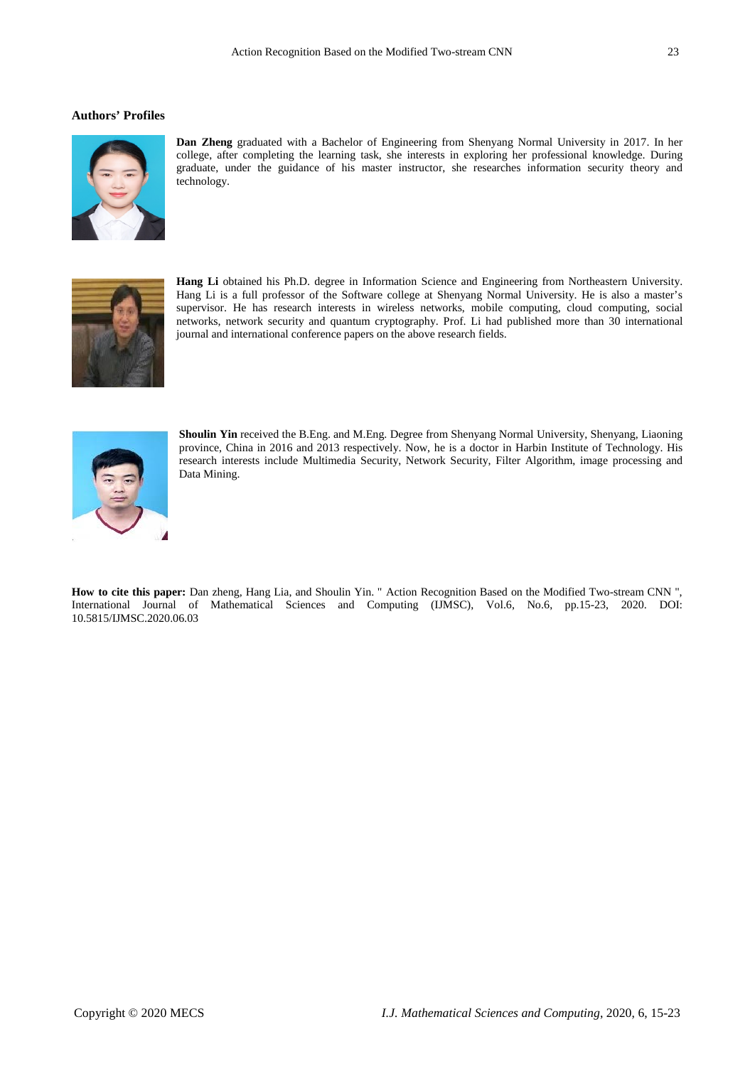## Authors' Profiles

**Dan Zheng** graduated with a Bachelor of Engineering from Shenyang Normal University in 2017. In her college, after completing the learning task, she interests in exploring her professional knowledge. During graduate, under the guidance of his master instructor, she researches information security theory and technology.

**Hang Li** obtained his Ph.D. degree in Information Science and Engineering from Northeastern University. Hang Li is a full professor of the Software college at Shenyang Normal University. He is also a master's supervisor. He has research interests in wireless networks, mobile computing, cloud computing, social networks, network security and quantum cryptography. Prof. Li had published more than 30 international journal and international conference papers on the above research fields.

**Shoulin Yin** received the B.Eng. and M.Eng. Degree from Shenyang Normal University, Shenyang, Liaoning province, China in 2016 and 2013 respectively. Now, he is a doctor in Harbin Institute of Technology. His research interests include Multimedia Security, Network Security, Filter Algorithm, image processing and Data Mining.

**How to cite this paper:** Dan zheng, Hang Lia, and Shoulin Yin. " Action Recognition Based on the Modified Two-stream CNN ", International Journal of Mathematical Sciences and Computing (IJMSC), Vol.6, No.6, pp.15-23, 2020. DOI: 10.5815/IJMSC.2020.06.03